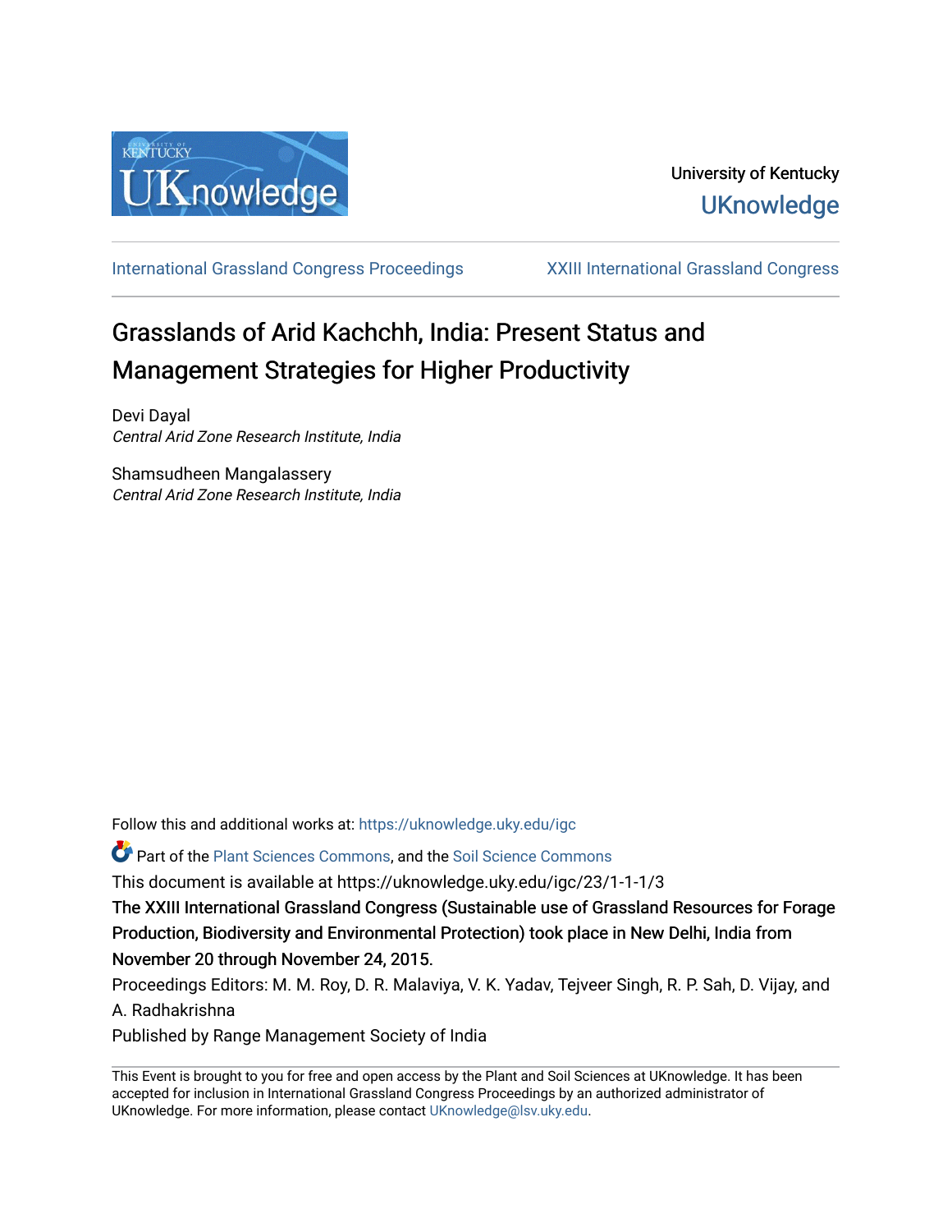University of Kentucky

UKnowledge

International Grassland Congress Proceedings

XXIII International Grassland Congress

# Grasslands of Arid Kachchh, India: Present Status and Management Strategies for Higher Productivity

Devi Dayal
*Central Arid Zone Research Institute, India*

Shamsudheen Mangalassery
*Central Arid Zone Research Institute, India*

Follow this and additional works at: https://uknowledge.uky.edu/igc

Part of the Plant Sciences Commons, and the Soil Science Commons

This document is available at https://uknowledge.uky.edu/igc/23/1-1-1/3

The XXIII International Grassland Congress (Sustainable use of Grassland Resources for Forage Production, Biodiversity and Environmental Protection) took place in New Delhi, India from November 20 through November 24, 2015.

Proceedings Editors: M. M. Roy, D. R. Malaviya, V. K. Yadav, Tejveer Singh, R. P. Sah, D. Vijay, and A. Radhakrishna

Published by Range Management Society of India

This Event is brought to you for free and open access by the Plant and Soil Sciences at UKnowledge. It has been accepted for inclusion in International Grassland Congress Proceedings by an authorized administrator of UKnowledge. For more information, please contact UKnowledge@lsv.uky.edu.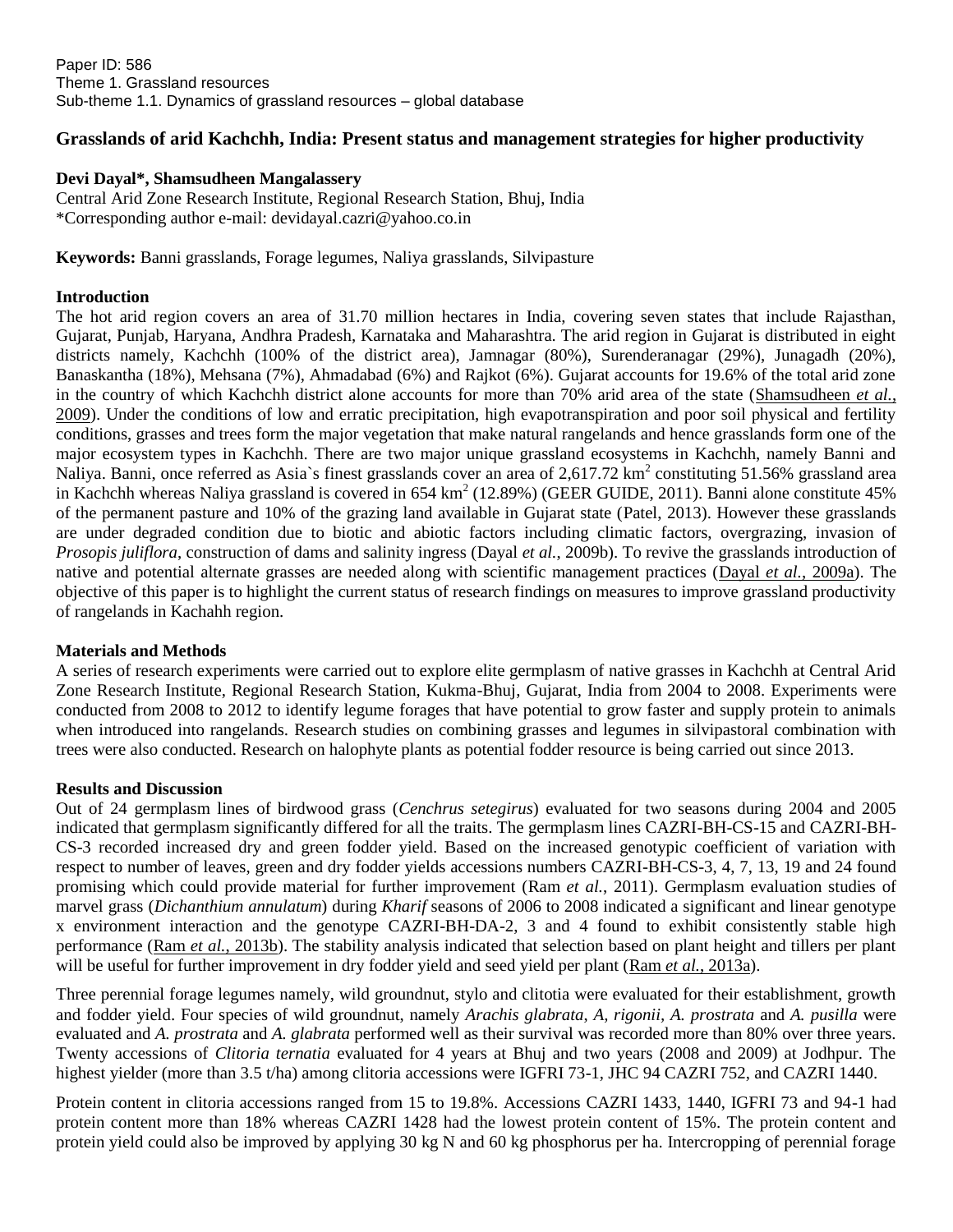Paper ID: 586
Theme 1. Grassland resources
Sub-theme 1.1. Dynamics of grassland resources – global database

# Grasslands of arid Kachchh, India: Present status and management strategies for higher productivity

**Devi Dayal*, Shamsudheen Mangalassery**

Central Arid Zone Research Institute, Regional Research Station, Bhuj, India
*Corresponding author e-mail: devidayal.cazri@yahoo.co.in

**Keywords:** Banni grasslands, Forage legumes, Naliya grasslands, Silvipasture

## Introduction

The hot arid region covers an area of 31.70 million hectares in India, covering seven states that include Rajasthan, Gujarat, Punjab, Haryana, Andhra Pradesh, Karnataka and Maharashtra. The arid region in Gujarat is distributed in eight districts namely, Kachchh (100% of the district area), Jamnagar (80%), Surenderanagar (29%), Junagadh (20%), Banaskantha (18%), Mehsana (7%), Ahmadabad (6%) and Rajkot (6%). Gujarat accounts for 19.6% of the total arid zone in the country of which Kachchh district alone accounts for more than 70% arid area of the state (Shamsudheen *et al.,* 2009). Under the conditions of low and erratic precipitation, high evapotranspiration and poor soil physical and fertility conditions, grasses and trees form the major vegetation that make natural rangelands and hence grasslands form one of the major ecosystem types in Kachchh. There are two major unique grassland ecosystems in Kachchh, namely Banni and Naliya. Banni, once referred as Asia`s finest grasslands cover an area of 2,617.72 km$^2$ constituting 51.56% grassland area in Kachchh whereas Naliya grassland is covered in 654 km$^2$ (12.89%) (GEER GUIDE, 2011). Banni alone constitute 45% of the permanent pasture and 10% of the grazing land available in Gujarat state (Patel, 2013). However these grasslands are under degraded condition due to biotic and abiotic factors including climatic factors, overgrazing, invasion of *Prosopis juliflora*, construction of dams and salinity ingress (Dayal *et al.*, 2009b). To revive the grasslands introduction of native and potential alternate grasses are needed along with scientific management practices (Dayal *et al.,* 2009a). The objective of this paper is to highlight the current status of research findings on measures to improve grassland productivity of rangelands in Kachahh region.

## Materials and Methods

A series of research experiments were carried out to explore elite germplasm of native grasses in Kachchh at Central Arid Zone Research Institute, Regional Research Station, Kukma-Bhuj, Gujarat, India from 2004 to 2008. Experiments were conducted from 2008 to 2012 to identify legume forages that have potential to grow faster and supply protein to animals when introduced into rangelands. Research studies on combining grasses and legumes in silvipastoral combination with trees were also conducted. Research on halophyte plants as potential fodder resource is being carried out since 2013.

## Results and Discussion

Out of 24 germplasm lines of birdwood grass (*Cenchrus setegirus*) evaluated for two seasons during 2004 and 2005 indicated that germplasm significantly differed for all the traits. The germplasm lines CAZRI-BH-CS-15 and CAZRI-BH-CS-3 recorded increased dry and green fodder yield. Based on the increased genotypic coefficient of variation with respect to number of leaves, green and dry fodder yields accessions numbers CAZRI-BH-CS-3, 4, 7, 13, 19 and 24 found promising which could provide material for further improvement (Ram *et al.*, 2011). Germplasm evaluation studies of marvel grass (*Dichanthium annulatum*) during *Kharif* seasons of 2006 to 2008 indicated a significant and linear genotype x environment interaction and the genotype CAZRI-BH-DA-2, 3 and 4 found to exhibit consistently stable high performance (Ram *et al.,* 2013b). The stability analysis indicated that selection based on plant height and tillers per plant will be useful for further improvement in dry fodder yield and seed yield per plant (Ram *et al.,* 2013a).

Three perennial forage legumes namely, wild groundnut, stylo and clitotia were evaluated for their establishment, growth and fodder yield. Four species of wild groundnut, namely *Arachis glabrata*, *A, rigonii, A. prostrata* and *A. pusilla* were evaluated and *A. prostrata* and *A. glabrata* performed well as their survival was recorded more than 80% over three years. Twenty accessions of *Clitoria ternatia* evaluated for 4 years at Bhuj and two years (2008 and 2009) at Jodhpur. The highest yielder (more than 3.5 t/ha) among clitoria accessions were IGFRI 73-1, JHC 94 CAZRI 752, and CAZRI 1440.

Protein content in clitoria accessions ranged from 15 to 19.8%. Accessions CAZRI 1433, 1440, IGFRI 73 and 94-1 had protein content more than 18% whereas CAZRI 1428 had the lowest protein content of 15%. The protein content and protein yield could also be improved by applying 30 kg N and 60 kg phosphorus per ha. Intercropping of perennial forage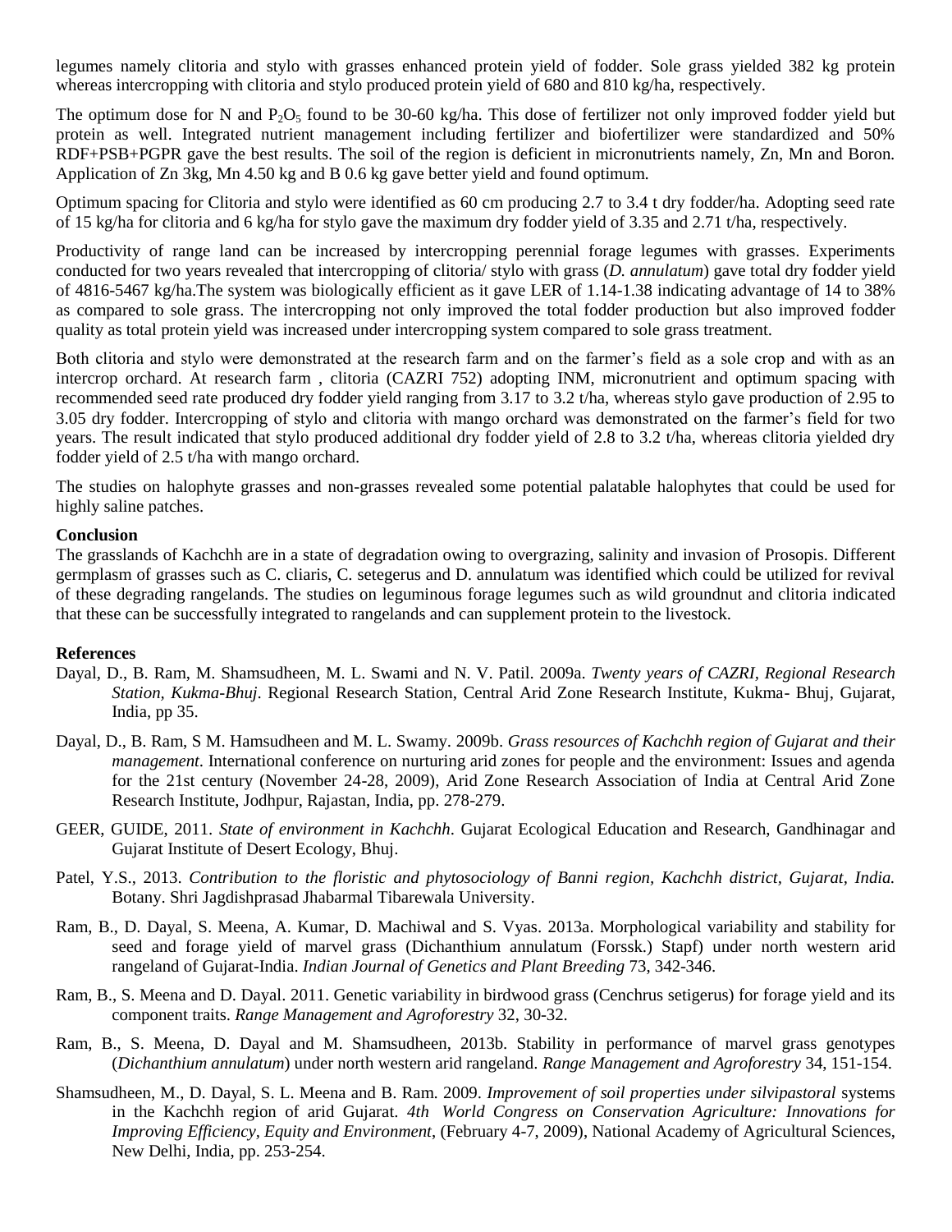legumes namely clitoria and stylo with grasses enhanced protein yield of fodder. Sole grass yielded 382 kg protein whereas intercropping with clitoria and stylo produced protein yield of 680 and 810 kg/ha, respectively.

The optimum dose for N and $P_2O_5$ found to be 30-60 kg/ha. This dose of fertilizer not only improved fodder yield but protein as well. Integrated nutrient management including fertilizer and biofertilizer were standardized and 50% RDF+PSB+PGPR gave the best results. The soil of the region is deficient in micronutrients namely, Zn, Mn and Boron. Application of Zn 3kg, Mn 4.50 kg and B 0.6 kg gave better yield and found optimum.

Optimum spacing for Clitoria and stylo were identified as 60 cm producing 2.7 to 3.4 t dry fodder/ha. Adopting seed rate of 15 kg/ha for clitoria and 6 kg/ha for stylo gave the maximum dry fodder yield of 3.35 and 2.71 t/ha, respectively.

Productivity of range land can be increased by intercropping perennial forage legumes with grasses. Experiments conducted for two years revealed that intercropping of clitoria/ stylo with grass (*D. annulatum*) gave total dry fodder yield of 4816-5467 kg/ha.The system was biologically efficient as it gave LER of 1.14-1.38 indicating advantage of 14 to 38% as compared to sole grass. The intercropping not only improved the total fodder production but also improved fodder quality as total protein yield was increased under intercropping system compared to sole grass treatment.

Both clitoria and stylo were demonstrated at the research farm and on the farmer's field as a sole crop and with as an intercrop orchard. At research farm , clitoria (CAZRI 752) adopting INM, micronutrient and optimum spacing with recommended seed rate produced dry fodder yield ranging from 3.17 to 3.2 t/ha, whereas stylo gave production of 2.95 to 3.05 dry fodder. Intercropping of stylo and clitoria with mango orchard was demonstrated on the farmer's field for two years. The result indicated that stylo produced additional dry fodder yield of 2.8 to 3.2 t/ha, whereas clitoria yielded dry fodder yield of 2.5 t/ha with mango orchard.

The studies on halophyte grasses and non-grasses revealed some potential palatable halophytes that could be used for highly saline patches.

## Conclusion

The grasslands of Kachchh are in a state of degradation owing to overgrazing, salinity and invasion of Prosopis. Different germplasm of grasses such as C. cliaris, C. setegerus and D. annulatum was identified which could be utilized for revival of these degrading rangelands. The studies on leguminous forage legumes such as wild groundnut and clitoria indicated that these can be successfully integrated to rangelands and can supplement protein to the livestock.

## References

Dayal, D., B. Ram, M. Shamsudheen, M. L. Swami and N. V. Patil. 2009a. *Twenty years of CAZRI, Regional Research Station, Kukma-Bhuj*. Regional Research Station, Central Arid Zone Research Institute, Kukma- Bhuj, Gujarat, India, pp 35.

Dayal, D., B. Ram, S M. Hamsudheen and M. L. Swamy. 2009b. *Grass resources of Kachchh region of Gujarat and their management*. International conference on nurturing arid zones for people and the environment: Issues and agenda for the 21st century (November 24-28, 2009), Arid Zone Research Association of India at Central Arid Zone Research Institute, Jodhpur, Rajastan, India, pp. 278-279.

GEER, GUIDE, 2011. *State of environment in Kachchh*. Gujarat Ecological Education and Research, Gandhinagar and Gujarat Institute of Desert Ecology, Bhuj.

Patel, Y.S., 2013. *Contribution to the floristic and phytosociology of Banni region, Kachchh district, Gujarat, India.* Botany. Shri Jagdishprasad Jhabarmal Tibarewala University.

Ram, B., D. Dayal, S. Meena, A. Kumar, D. Machiwal and S. Vyas. 2013a. Morphological variability and stability for seed and forage yield of marvel grass (Dichanthium annulatum (Forssk.) Stapf) under north western arid rangeland of Gujarat-India. *Indian Journal of Genetics and Plant Breeding* 73, 342-346.

Ram, B., S. Meena and D. Dayal. 2011. Genetic variability in birdwood grass (Cenchrus setigerus) for forage yield and its component traits. *Range Management and Agroforestry* 32, 30-32.

Ram, B., S. Meena, D. Dayal and M. Shamsudheen, 2013b. Stability in performance of marvel grass genotypes (*Dichanthium annulatum*) under north western arid rangeland. *Range Management and Agroforestry* 34, 151-154.

Shamsudheen, M., D. Dayal, S. L. Meena and B. Ram. 2009. *Improvement of soil properties under silvipastoral* systems in the Kachchh region of arid Gujarat. *4th World Congress on Conservation Agriculture: Innovations for Improving Efficiency, Equity and Environment*, (February 4-7, 2009), National Academy of Agricultural Sciences, New Delhi, India, pp. 253-254.